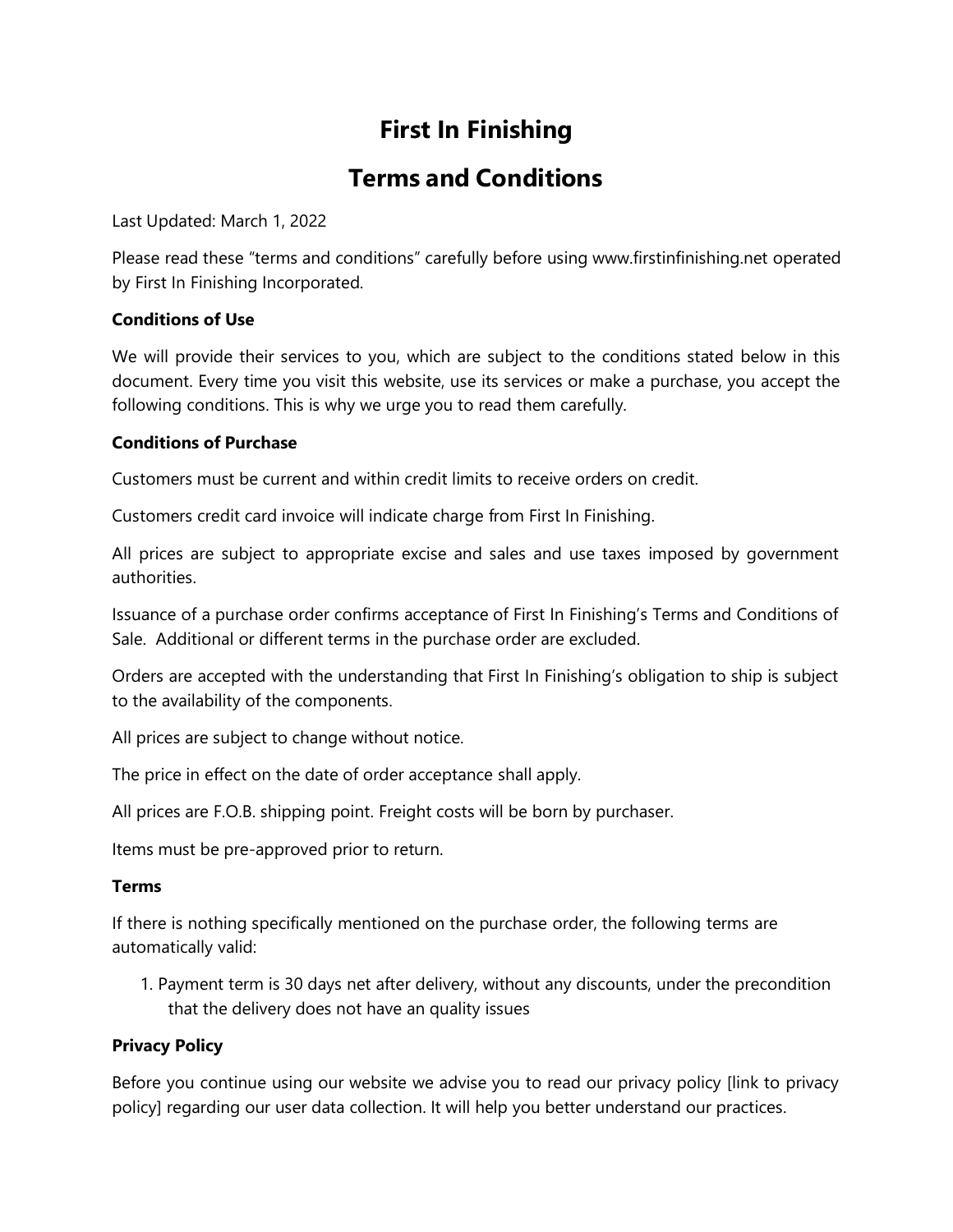# First In Finishing

## Terms and Conditions

Last Updated: March 1, 2022

Please read these “terms and conditions” carefully before using www.firstinfinishing.net operated by First In Finishing Incorporated.

**Conditions of Use**

We will provide their services to you, which are subject to the conditions stated below in this document. Every time you visit this website, use its services or make a purchase, you accept the following conditions. This is why we urge you to read them carefully.

**Conditions of Purchase**

Customers must be current and within credit limits to receive orders on credit.

Customers credit card invoice will indicate charge from First In Finishing.

All prices are subject to appropriate excise and sales and use taxes imposed by government authorities.

Issuance of a purchase order confirms acceptance of First In Finishing’s Terms and Conditions of Sale. Additional or different terms in the purchase order are excluded.

Orders are accepted with the understanding that First In Finishing’s obligation to ship is subject to the availability of the components.

All prices are subject to change without notice.

The price in effect on the date of order acceptance shall apply.

All prices are F.O.B. shipping point. Freight costs will be born by purchaser.

Items must be pre-approved prior to return.

**Terms**

If there is nothing specifically mentioned on the purchase order, the following terms are automatically valid:

1. Payment term is 30 days net after delivery, without any discounts, under the precondition that the delivery does not have an quality issues

**Privacy Policy**

Before you continue using our website we advise you to read our privacy policy [link to privacy policy] regarding our user data collection. It will help you better understand our practices.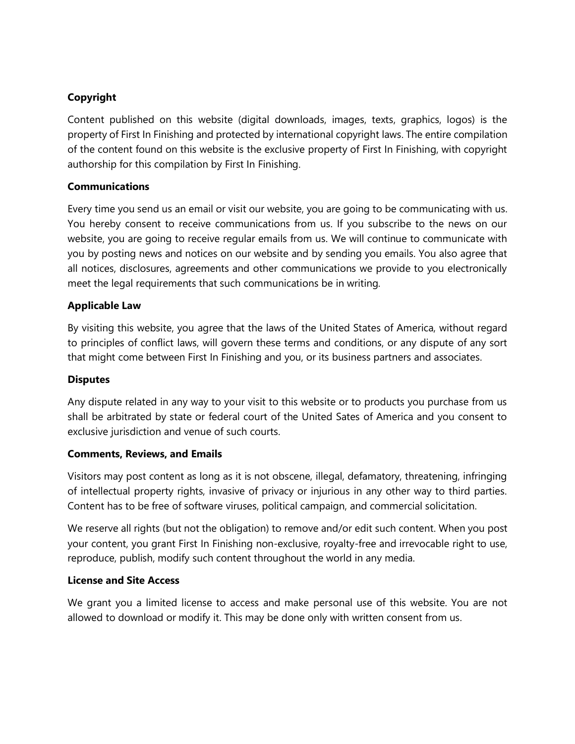**Copyright**

Content published on this website (digital downloads, images, texts, graphics, logos) is the property of First In Finishing and protected by international copyright laws. The entire compilation of the content found on this website is the exclusive property of First In Finishing, with copyright authorship for this compilation by First In Finishing.

**Communications**

Every time you send us an email or visit our website, you are going to be communicating with us. You hereby consent to receive communications from us. If you subscribe to the news on our website, you are going to receive regular emails from us. We will continue to communicate with you by posting news and notices on our website and by sending you emails. You also agree that all notices, disclosures, agreements and other communications we provide to you electronically meet the legal requirements that such communications be in writing.

**Applicable Law**

By visiting this website, you agree that the laws of the United States of America, without regard to principles of conflict laws, will govern these terms and conditions, or any dispute of any sort that might come between First In Finishing and you, or its business partners and associates.

**Disputes**

Any dispute related in any way to your visit to this website or to products you purchase from us shall be arbitrated by state or federal court of the United Sates of America and you consent to exclusive jurisdiction and venue of such courts.

**Comments, Reviews, and Emails**

Visitors may post content as long as it is not obscene, illegal, defamatory, threatening, infringing of intellectual property rights, invasive of privacy or injurious in any other way to third parties. Content has to be free of software viruses, political campaign, and commercial solicitation.

We reserve all rights (but not the obligation) to remove and/or edit such content. When you post your content, you grant First In Finishing non-exclusive, royalty-free and irrevocable right to use, reproduce, publish, modify such content throughout the world in any media.

**License and Site Access**

We grant you a limited license to access and make personal use of this website. You are not allowed to download or modify it. This may be done only with written consent from us.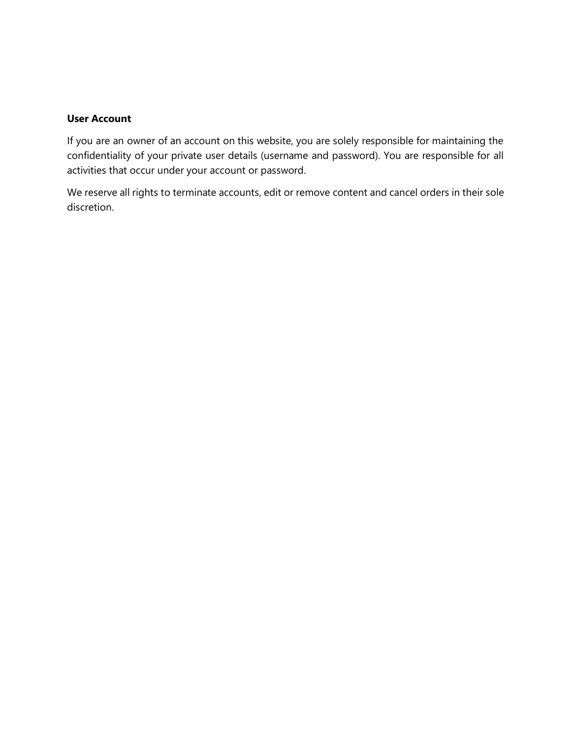**User Account**

If you are an owner of an account on this website, you are solely responsible for maintaining the confidentiality of your private user details (username and password). You are responsible for all activities that occur under your account or password.

We reserve all rights to terminate accounts, edit or remove content and cancel orders in their sole discretion.